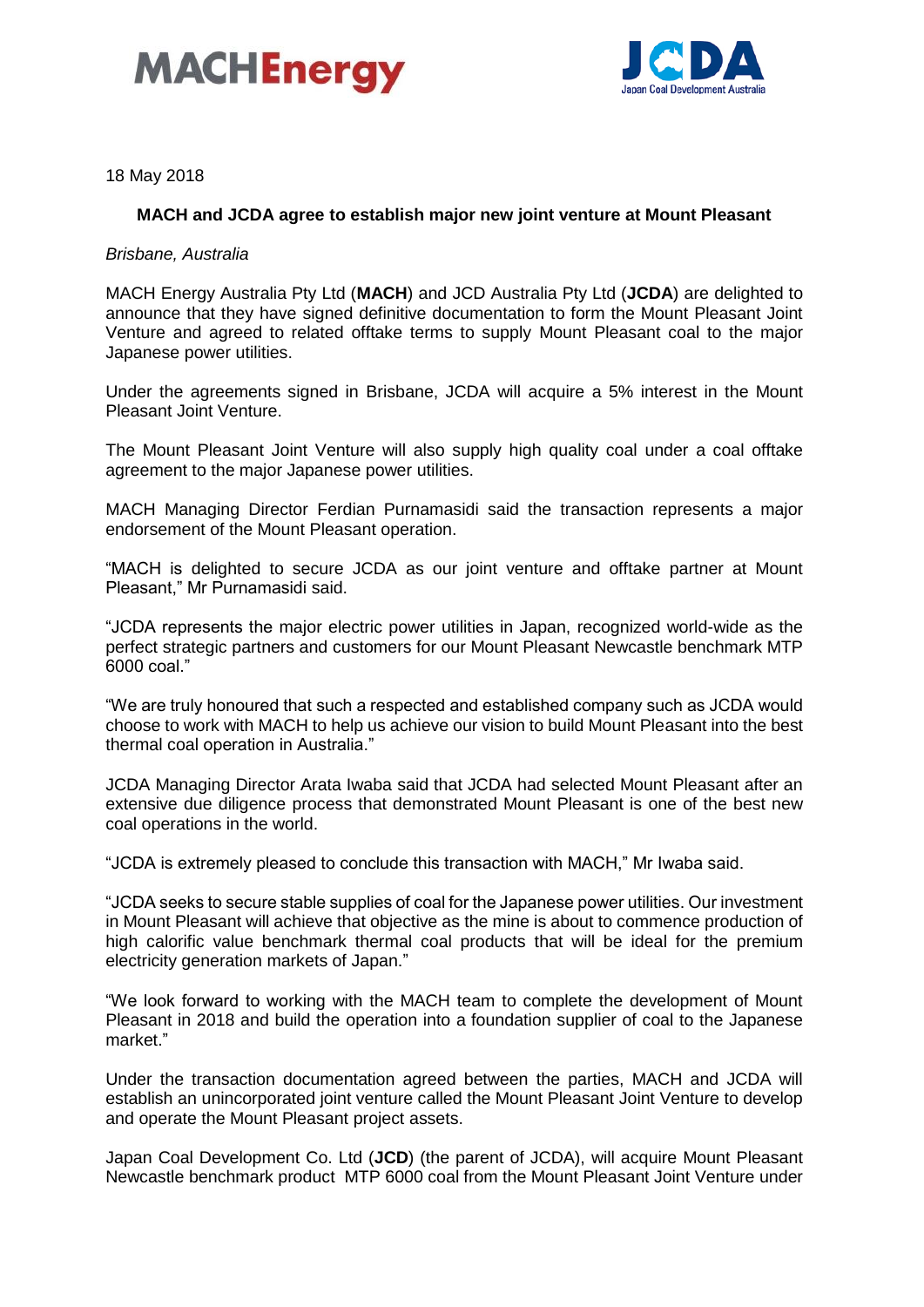18 May 2018

**MACH and JCDA agree to establish major new joint venture at Mount Pleasant**

*Brisbane, Australia*

MACH Energy Australia Pty Ltd (**MACH**) and JCD Australia Pty Ltd (**JCDA**) are delighted to announce that they have signed definitive documentation to form the Mount Pleasant Joint Venture and agreed to related offtake terms to supply Mount Pleasant coal to the major Japanese power utilities.

Under the agreements signed in Brisbane, JCDA will acquire a 5% interest in the Mount Pleasant Joint Venture.

The Mount Pleasant Joint Venture will also supply high quality coal under a coal offtake agreement to the major Japanese power utilities.

MACH Managing Director Ferdian Purnamasidi said the transaction represents a major endorsement of the Mount Pleasant operation.

"MACH is delighted to secure JCDA as our joint venture and offtake partner at Mount Pleasant," Mr Purnamasidi said.

"JCDA represents the major electric power utilities in Japan, recognized world-wide as the perfect strategic partners and customers for our Mount Pleasant Newcastle benchmark MTP 6000 coal."

"We are truly honoured that such a respected and established company such as JCDA would choose to work with MACH to help us achieve our vision to build Mount Pleasant into the best thermal coal operation in Australia."

JCDA Managing Director Arata Iwaba said that JCDA had selected Mount Pleasant after an extensive due diligence process that demonstrated Mount Pleasant is one of the best new coal operations in the world.

"JCDA is extremely pleased to conclude this transaction with MACH," Mr Iwaba said.

"JCDA seeks to secure stable supplies of coal for the Japanese power utilities. Our investment in Mount Pleasant will achieve that objective as the mine is about to commence production of high calorific value benchmark thermal coal products that will be ideal for the premium electricity generation markets of Japan."

"We look forward to working with the MACH team to complete the development of Mount Pleasant in 2018 and build the operation into a foundation supplier of coal to the Japanese market."

Under the transaction documentation agreed between the parties, MACH and JCDA will establish an unincorporated joint venture called the Mount Pleasant Joint Venture to develop and operate the Mount Pleasant project assets.

Japan Coal Development Co. Ltd (**JCD**) (the parent of JCDA), will acquire Mount Pleasant Newcastle benchmark product MTP 6000 coal from the Mount Pleasant Joint Venture under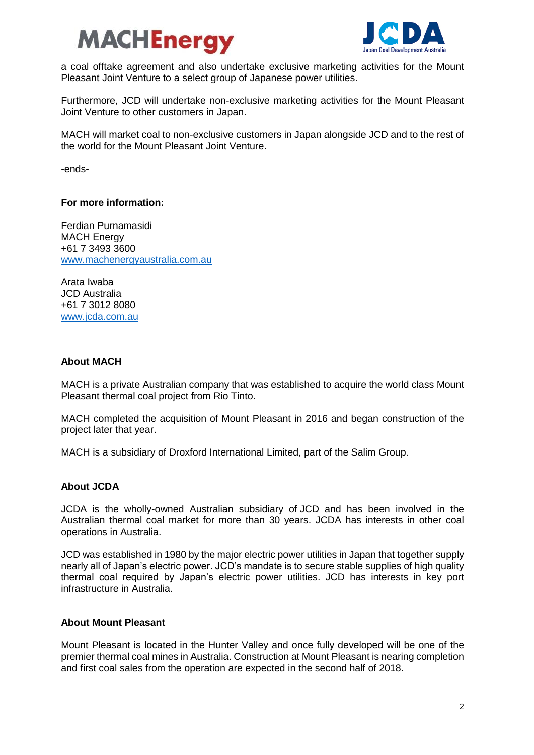a coal offtake agreement and also undertake exclusive marketing activities for the Mount Pleasant Joint Venture to a select group of Japanese power utilities.

Furthermore, JCD will undertake non-exclusive marketing activities for the Mount Pleasant Joint Venture to other customers in Japan.

MACH will market coal to non-exclusive customers in Japan alongside JCD and to the rest of the world for the Mount Pleasant Joint Venture.

-ends-

**For more information:**

Ferdian Purnamasidi
MACH Energy
+61 7 3493 3600
www.machenergyaustralia.com.au

Arata Iwaba
JCD Australia
+61 7 3012 8080
www.jcda.com.au

**About MACH**

MACH is a private Australian company that was established to acquire the world class Mount Pleasant thermal coal project from Rio Tinto.

MACH completed the acquisition of Mount Pleasant in 2016 and began construction of the project later that year.

MACH is a subsidiary of Droxford International Limited, part of the Salim Group.

**About JCDA**

JCDA is the wholly-owned Australian subsidiary of JCD and has been involved in the Australian thermal coal market for more than 30 years. JCDA has interests in other coal operations in Australia.

JCD was established in 1980 by the major electric power utilities in Japan that together supply nearly all of Japan's electric power. JCD's mandate is to secure stable supplies of high quality thermal coal required by Japan's electric power utilities. JCD has interests in key port infrastructure in Australia.

**About Mount Pleasant**

Mount Pleasant is located in the Hunter Valley and once fully developed will be one of the premier thermal coal mines in Australia. Construction at Mount Pleasant is nearing completion and first coal sales from the operation are expected in the second half of 2018.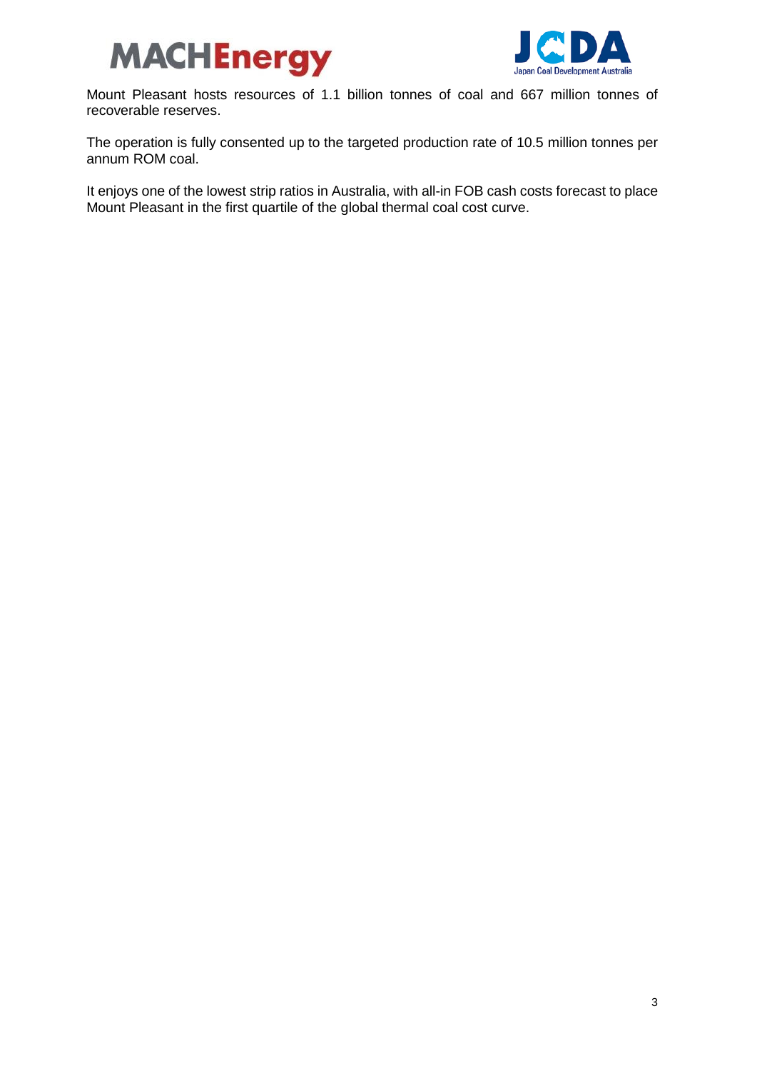Mount Pleasant hosts resources of 1.1 billion tonnes of coal and 667 million tonnes of recoverable reserves.

The operation is fully consented up to the targeted production rate of 10.5 million tonnes per annum ROM coal.

It enjoys one of the lowest strip ratios in Australia, with all-in FOB cash costs forecast to place Mount Pleasant in the first quartile of the global thermal coal cost curve.